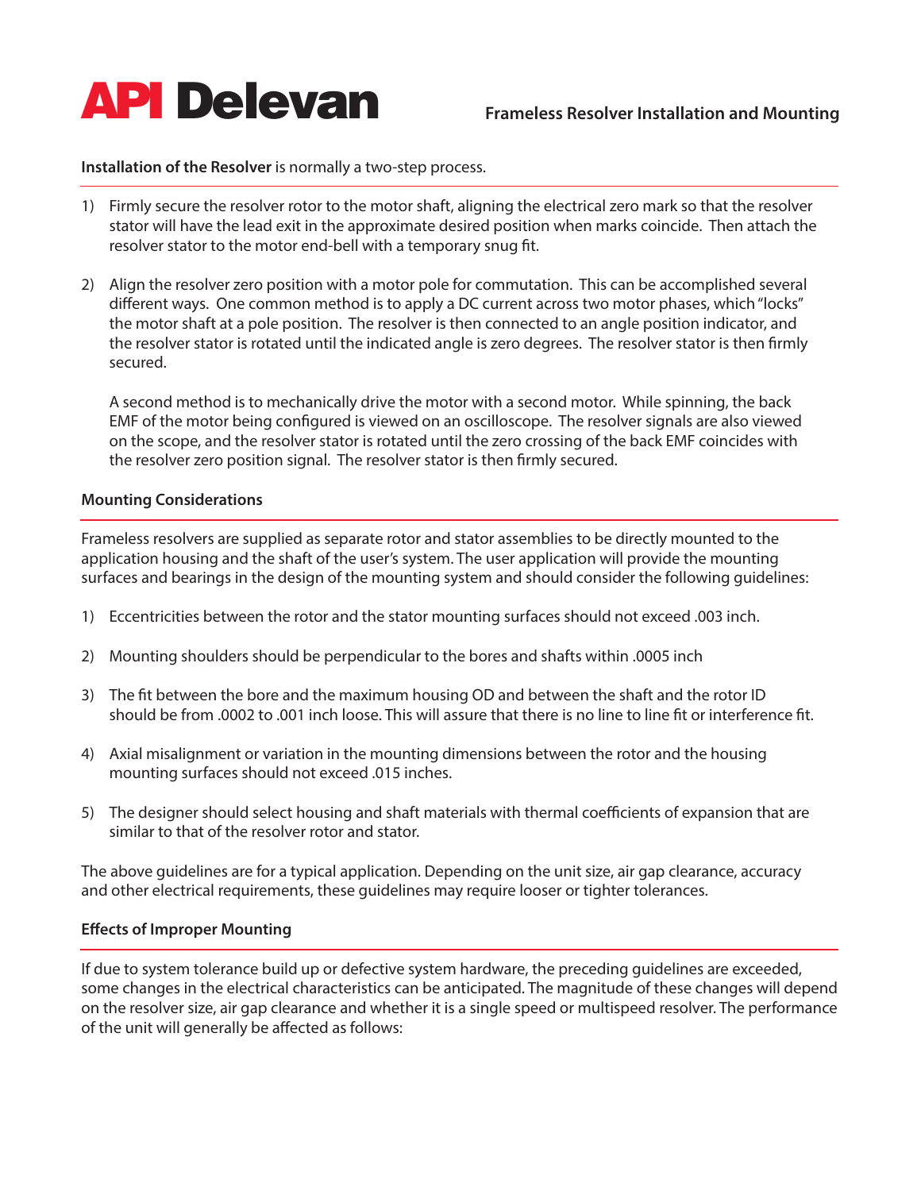# API Delevan

## Frameless Resolver Installation and Mounting

**Installation of the Resolver** is normally a two-step process.

1) Firmly secure the resolver rotor to the motor shaft, aligning the electrical zero mark so that the resolver stator will have the lead exit in the approximate desired position when marks coincide. Then attach the resolver stator to the motor end-bell with a temporary snug fit.

2) Align the resolver zero position with a motor pole for commutation. This can be accomplished several different ways. One common method is to apply a DC current across two motor phases, which "locks" the motor shaft at a pole position. The resolver is then connected to an angle position indicator, and the resolver stator is rotated until the indicated angle is zero degrees. The resolver stator is then firmly secured.

   A second method is to mechanically drive the motor with a second motor. While spinning, the back EMF of the motor being configured is viewed on an oscilloscope. The resolver signals are also viewed on the scope, and the resolver stator is rotated until the zero crossing of the back EMF coincides with the resolver zero position signal. The resolver stator is then firmly secured.

### Mounting Considerations

Frameless resolvers are supplied as separate rotor and stator assemblies to be directly mounted to the application housing and the shaft of the user's system. The user application will provide the mounting surfaces and bearings in the design of the mounting system and should consider the following guidelines:

1) Eccentricities between the rotor and the stator mounting surfaces should not exceed .003 inch.

2) Mounting shoulders should be perpendicular to the bores and shafts within .0005 inch

3) The fit between the bore and the maximum housing OD and between the shaft and the rotor ID should be from .0002 to .001 inch loose. This will assure that there is no line to line fit or interference fit.

4) Axial misalignment or variation in the mounting dimensions between the rotor and the housing mounting surfaces should not exceed .015 inches.

5) The designer should select housing and shaft materials with thermal coefficients of expansion that are similar to that of the resolver rotor and stator.

The above guidelines are for a typical application. Depending on the unit size, air gap clearance, accuracy and other electrical requirements, these guidelines may require looser or tighter tolerances.

### Effects of Improper Mounting

If due to system tolerance build up or defective system hardware, the preceding guidelines are exceeded, some changes in the electrical characteristics can be anticipated. The magnitude of these changes will depend on the resolver size, air gap clearance and whether it is a single speed or multispeed resolver. The performance of the unit will generally be affected as follows: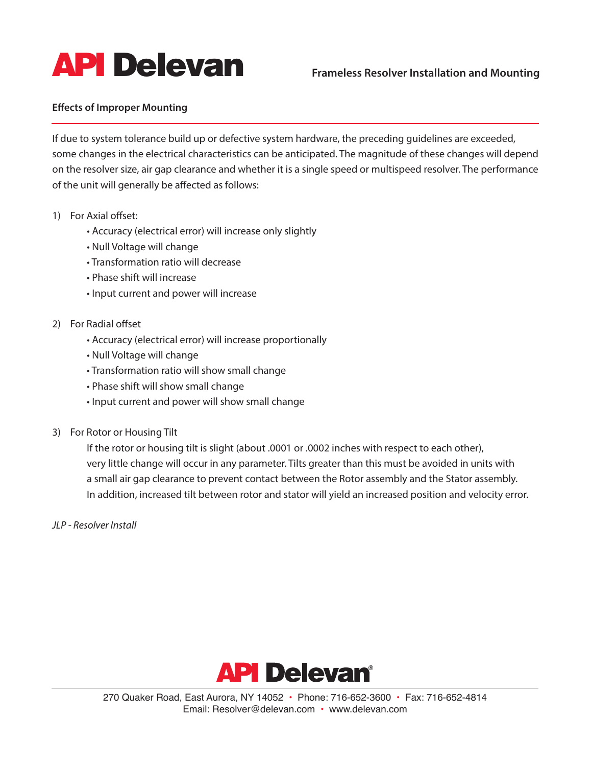## Effects of Improper Mounting

If due to system tolerance build up or defective system hardware, the preceding guidelines are exceeded, some changes in the electrical characteristics can be anticipated. The magnitude of these changes will depend on the resolver size, air gap clearance and whether it is a single speed or multispeed resolver. The performance of the unit will generally be affected as follows:

1) For Axial offset:
   - Accuracy (electrical error) will increase only slightly
   - Null Voltage will change
   - Transformation ratio will decrease
   - Phase shift will increase
   - Input current and power will increase

2) For Radial offset
   - Accuracy (electrical error) will increase proportionally
   - Null Voltage will change
   - Transformation ratio will show small change
   - Phase shift will show small change
   - Input current and power will show small change

3) For Rotor or Housing Tilt

   If the rotor or housing tilt is slight (about .0001 or .0002 inches with respect to each other), very little change will occur in any parameter. Tilts greater than this must be avoided in units with a small air gap clearance to prevent contact between the Rotor assembly and the Stator assembly. In addition, increased tilt between rotor and stator will yield an increased position and velocity error.

*JLP - Resolver Install*

API Delevan®

270 Quaker Road, East Aurora, NY 14052 • Phone: 716-652-3600 • Fax: 716-652-4814
Email: Resolver@delevan.com • www.delevan.com